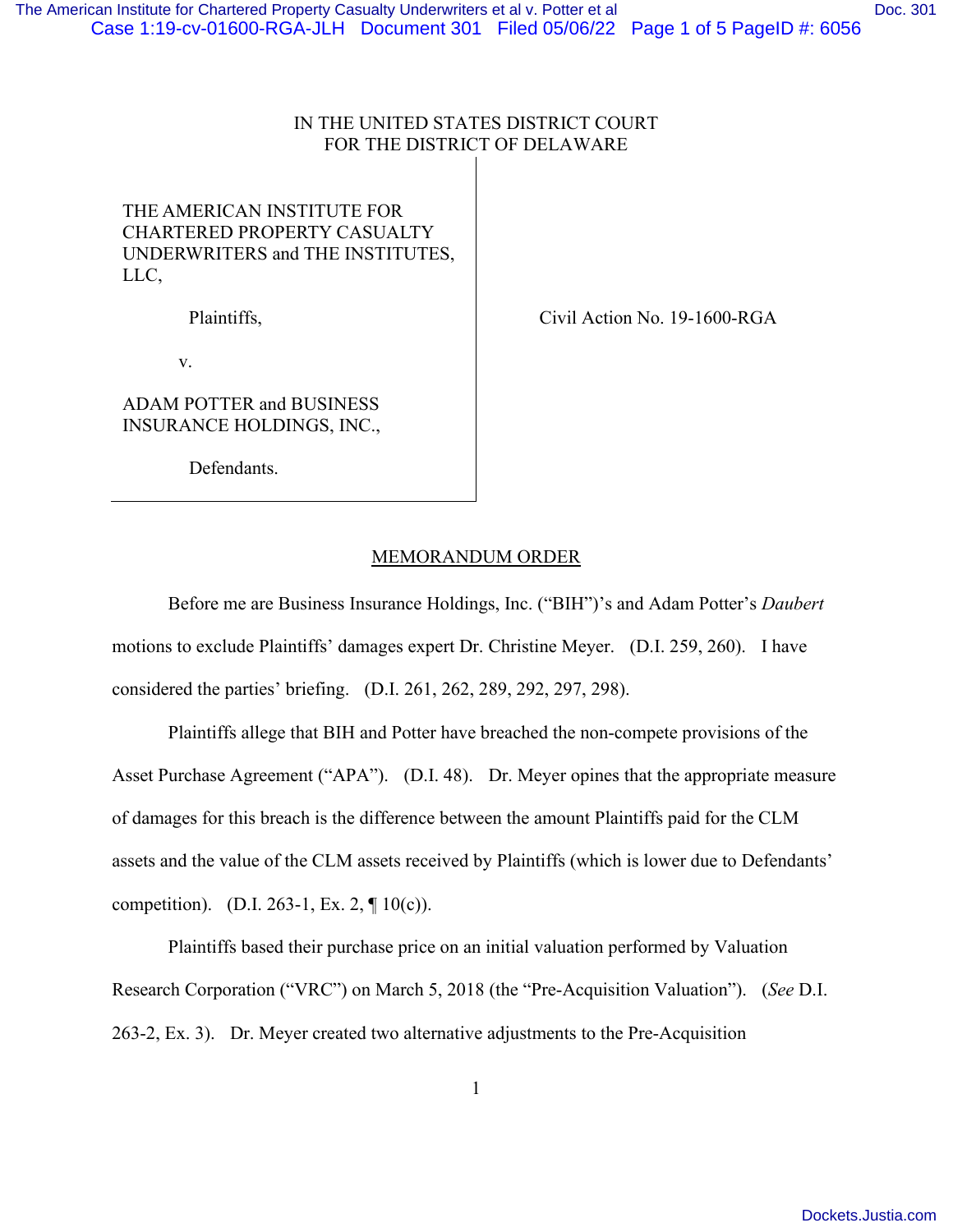IN THE UNITED STATES DISTRICT COURT
FOR THE DISTRICT OF DELAWARE

THE AMERICAN INSTITUTE FOR CHARTERED PROPERTY CASUALTY UNDERWRITERS and THE INSTITUTES, LLC,

Plaintiffs,

v.

ADAM POTTER and BUSINESS INSURANCE HOLDINGS, INC.,

Defendants.

Civil Action No. 19-1600-RGA

## MEMORANDUM ORDER

Before me are Business Insurance Holdings, Inc. ("BIH")'s and Adam Potter's *Daubert* motions to exclude Plaintiffs' damages expert Dr. Christine Meyer. (D.I. 259, 260). I have considered the parties' briefing. (D.I. 261, 262, 289, 292, 297, 298).

Plaintiffs allege that BIH and Potter have breached the non-compete provisions of the Asset Purchase Agreement ("APA"). (D.I. 48). Dr. Meyer opines that the appropriate measure of damages for this breach is the difference between the amount Plaintiffs paid for the CLM assets and the value of the CLM assets received by Plaintiffs (which is lower due to Defendants' competition). (D.I. 263-1, Ex. 2, ¶ 10(c)).

Plaintiffs based their purchase price on an initial valuation performed by Valuation Research Corporation ("VRC") on March 5, 2018 (the "Pre-Acquisition Valuation"). (*See* D.I. 263-2, Ex. 3). Dr. Meyer created two alternative adjustments to the Pre-Acquisition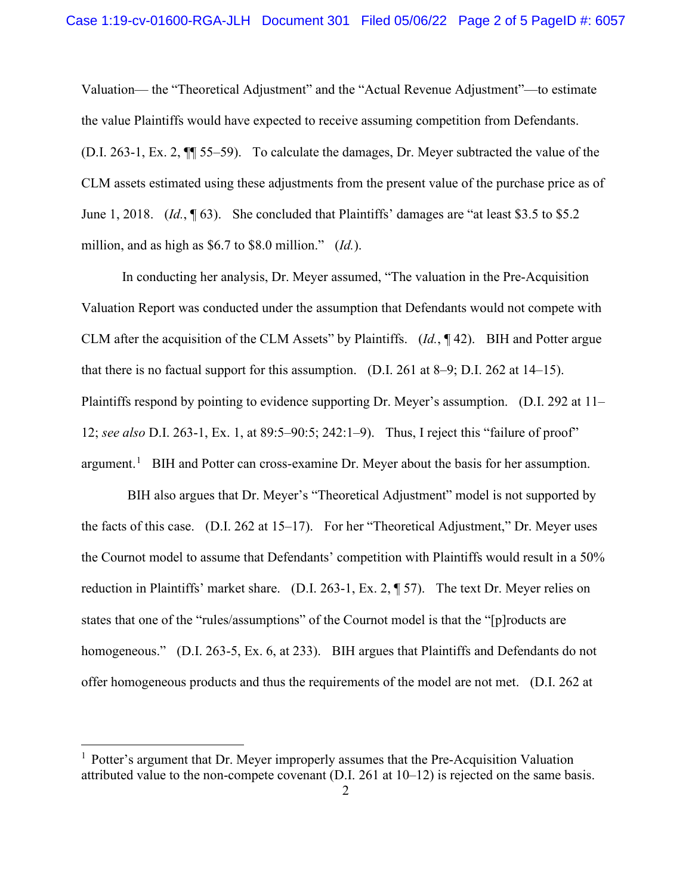Valuation— the "Theoretical Adjustment" and the "Actual Revenue Adjustment"—to estimate the value Plaintiffs would have expected to receive assuming competition from Defendants. (D.I. 263-1, Ex. 2, ¶¶ 55–59). To calculate the damages, Dr. Meyer subtracted the value of the CLM assets estimated using these adjustments from the present value of the purchase price as of June 1, 2018. (*Id.*, ¶ 63). She concluded that Plaintiffs' damages are "at least $3.5 to $5.2 million, and as high as $6.7 to $8.0 million." (*Id.*).

In conducting her analysis, Dr. Meyer assumed, "The valuation in the Pre-Acquisition Valuation Report was conducted under the assumption that Defendants would not compete with CLM after the acquisition of the CLM Assets" by Plaintiffs. (*Id.*, ¶ 42). BIH and Potter argue that there is no factual support for this assumption. (D.I. 261 at 8–9; D.I. 262 at 14–15). Plaintiffs respond by pointing to evidence supporting Dr. Meyer's assumption. (D.I. 292 at 11–12; *see also* D.I. 263-1, Ex. 1, at 89:5–90:5; 242:1–9). Thus, I reject this "failure of proof" argument.[1] BIH and Potter can cross-examine Dr. Meyer about the basis for her assumption.

BIH also argues that Dr. Meyer's "Theoretical Adjustment" model is not supported by the facts of this case. (D.I. 262 at 15–17). For her "Theoretical Adjustment," Dr. Meyer uses the Cournot model to assume that Defendants' competition with Plaintiffs would result in a 50% reduction in Plaintiffs' market share. (D.I. 263-1, Ex. 2, ¶ 57). The text Dr. Meyer relies on states that one of the "rules/assumptions" of the Cournot model is that the "[p]roducts are homogeneous." (D.I. 263-5, Ex. 6, at 233). BIH argues that Plaintiffs and Defendants do not offer homogeneous products and thus the requirements of the model are not met. (D.I. 262 at

---

[1] Potter's argument that Dr. Meyer improperly assumes that the Pre-Acquisition Valuation attributed value to the non-compete covenant (D.I. 261 at 10–12) is rejected on the same basis.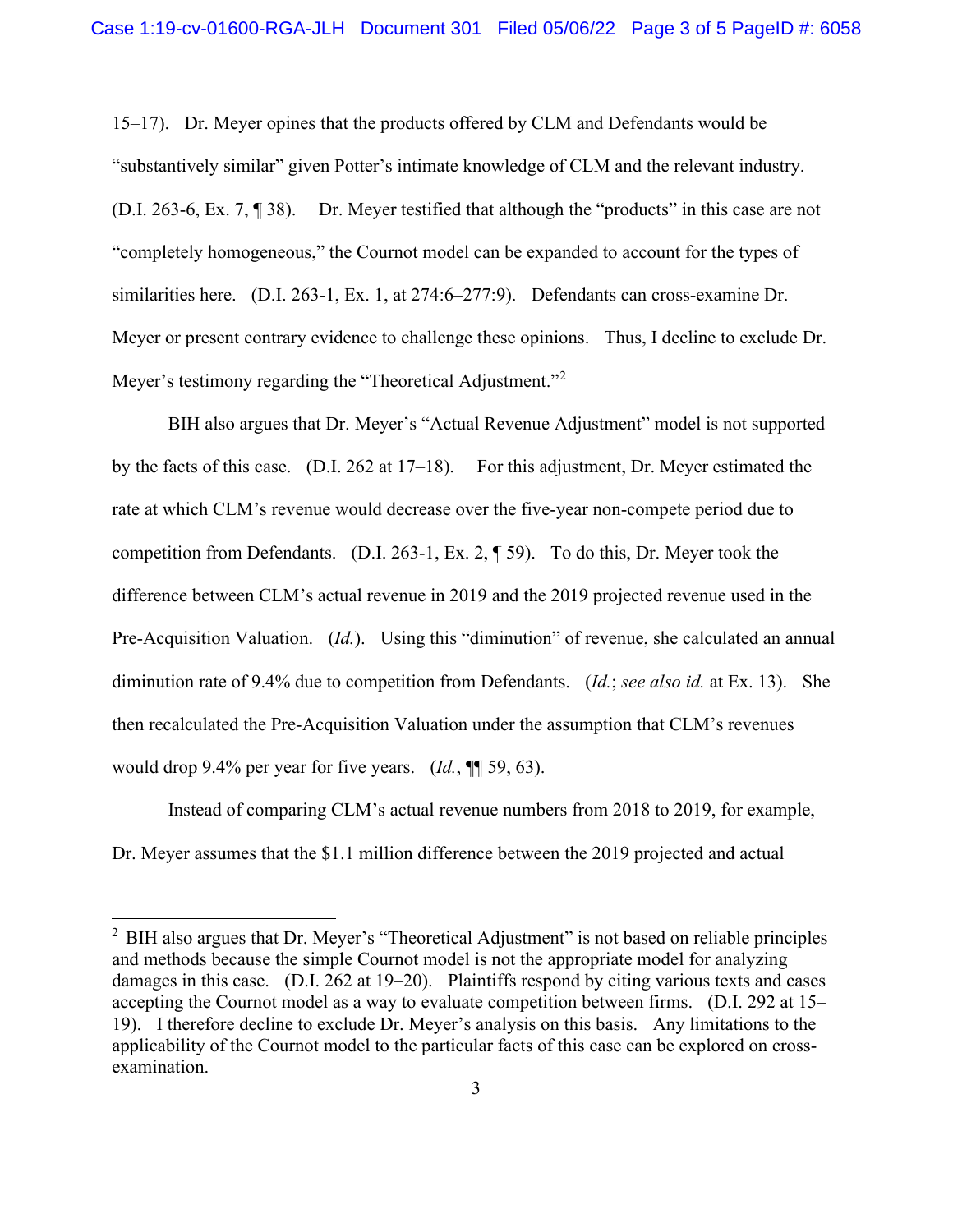15–17). Dr. Meyer opines that the products offered by CLM and Defendants would be "substantively similar" given Potter's intimate knowledge of CLM and the relevant industry. (D.I. 263-6, Ex. 7, ¶ 38). Dr. Meyer testified that although the "products" in this case are not "completely homogeneous," the Cournot model can be expanded to account for the types of similarities here. (D.I. 263-1, Ex. 1, at 274:6–277:9). Defendants can cross-examine Dr. Meyer or present contrary evidence to challenge these opinions. Thus, I decline to exclude Dr. Meyer's testimony regarding the "Theoretical Adjustment."[2]

BIH also argues that Dr. Meyer's "Actual Revenue Adjustment" model is not supported by the facts of this case. (D.I. 262 at 17–18). For this adjustment, Dr. Meyer estimated the rate at which CLM's revenue would decrease over the five-year non-compete period due to competition from Defendants. (D.I. 263-1, Ex. 2, ¶ 59). To do this, Dr. Meyer took the difference between CLM's actual revenue in 2019 and the 2019 projected revenue used in the Pre-Acquisition Valuation. (*Id.*). Using this "diminution" of revenue, she calculated an annual diminution rate of 9.4% due to competition from Defendants. (*Id.*; *see also id.* at Ex. 13). She then recalculated the Pre-Acquisition Valuation under the assumption that CLM's revenues would drop 9.4% per year for five years. (*Id.*, ¶¶ 59, 63).

Instead of comparing CLM's actual revenue numbers from 2018 to 2019, for example, Dr. Meyer assumes that the $1.1 million difference between the 2019 projected and actual

---

[2] BIH also argues that Dr. Meyer's "Theoretical Adjustment" is not based on reliable principles and methods because the simple Cournot model is not the appropriate model for analyzing damages in this case. (D.I. 262 at 19–20). Plaintiffs respond by citing various texts and cases accepting the Cournot model as a way to evaluate competition between firms. (D.I. 292 at 15–19). I therefore decline to exclude Dr. Meyer's analysis on this basis. Any limitations to the applicability of the Cournot model to the particular facts of this case can be explored on cross-examination.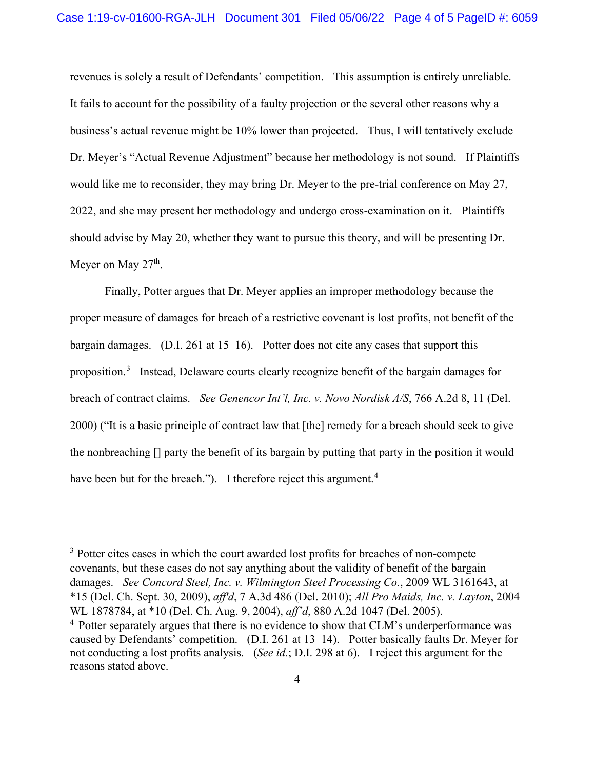revenues is solely a result of Defendants' competition. This assumption is entirely unreliable. It fails to account for the possibility of a faulty projection or the several other reasons why a business's actual revenue might be 10% lower than projected. Thus, I will tentatively exclude Dr. Meyer's "Actual Revenue Adjustment" because her methodology is not sound. If Plaintiffs would like me to reconsider, they may bring Dr. Meyer to the pre-trial conference on May 27, 2022, and she may present her methodology and undergo cross-examination on it. Plaintiffs should advise by May 20, whether they want to pursue this theory, and will be presenting Dr. Meyer on May 27th.

Finally, Potter argues that Dr. Meyer applies an improper methodology because the proper measure of damages for breach of a restrictive covenant is lost profits, not benefit of the bargain damages. (D.I. 261 at 15–16). Potter does not cite any cases that support this proposition.[3] Instead, Delaware courts clearly recognize benefit of the bargain damages for breach of contract claims. *See Genencor Int'l, Inc. v. Novo Nordisk A/S*, 766 A.2d 8, 11 (Del. 2000) ("It is a basic principle of contract law that [the] remedy for a breach should seek to give the nonbreaching [] party the benefit of its bargain by putting that party in the position it would have been but for the breach."). I therefore reject this argument.[4]

---

[3] Potter cites cases in which the court awarded lost profits for breaches of non-compete covenants, but these cases do not say anything about the validity of benefit of the bargain damages. *See Concord Steel, Inc. v. Wilmington Steel Processing Co.*, 2009 WL 3161643, at *15 (Del. Ch. Sept. 30, 2009), *aff'd*, 7 A.3d 486 (Del. 2010); *All Pro Maids, Inc. v. Layton*, 2004 WL 1878784, at *10 (Del. Ch. Aug. 9, 2004), *aff'd*, 880 A.2d 1047 (Del. 2005).

[4] Potter separately argues that there is no evidence to show that CLM's underperformance was caused by Defendants' competition. (D.I. 261 at 13–14). Potter basically faults Dr. Meyer for not conducting a lost profits analysis. (*See id.*; D.I. 298 at 6). I reject this argument for the reasons stated above.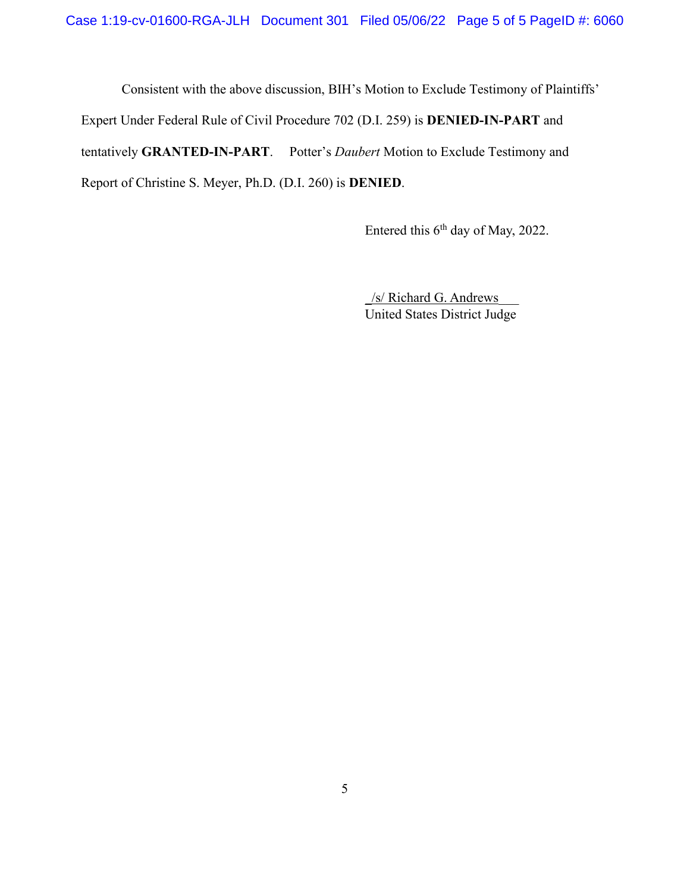Consistent with the above discussion, BIH's Motion to Exclude Testimony of Plaintiffs' Expert Under Federal Rule of Civil Procedure 702 (D.I. 259) is **DENIED-IN-PART** and tentatively **GRANTED-IN-PART**. Potter's *Daubert* Motion to Exclude Testimony and Report of Christine S. Meyer, Ph.D. (D.I. 260) is **DENIED**.

Entered this 6th day of May, 2022.

/s/ Richard G. Andrews
United States District Judge